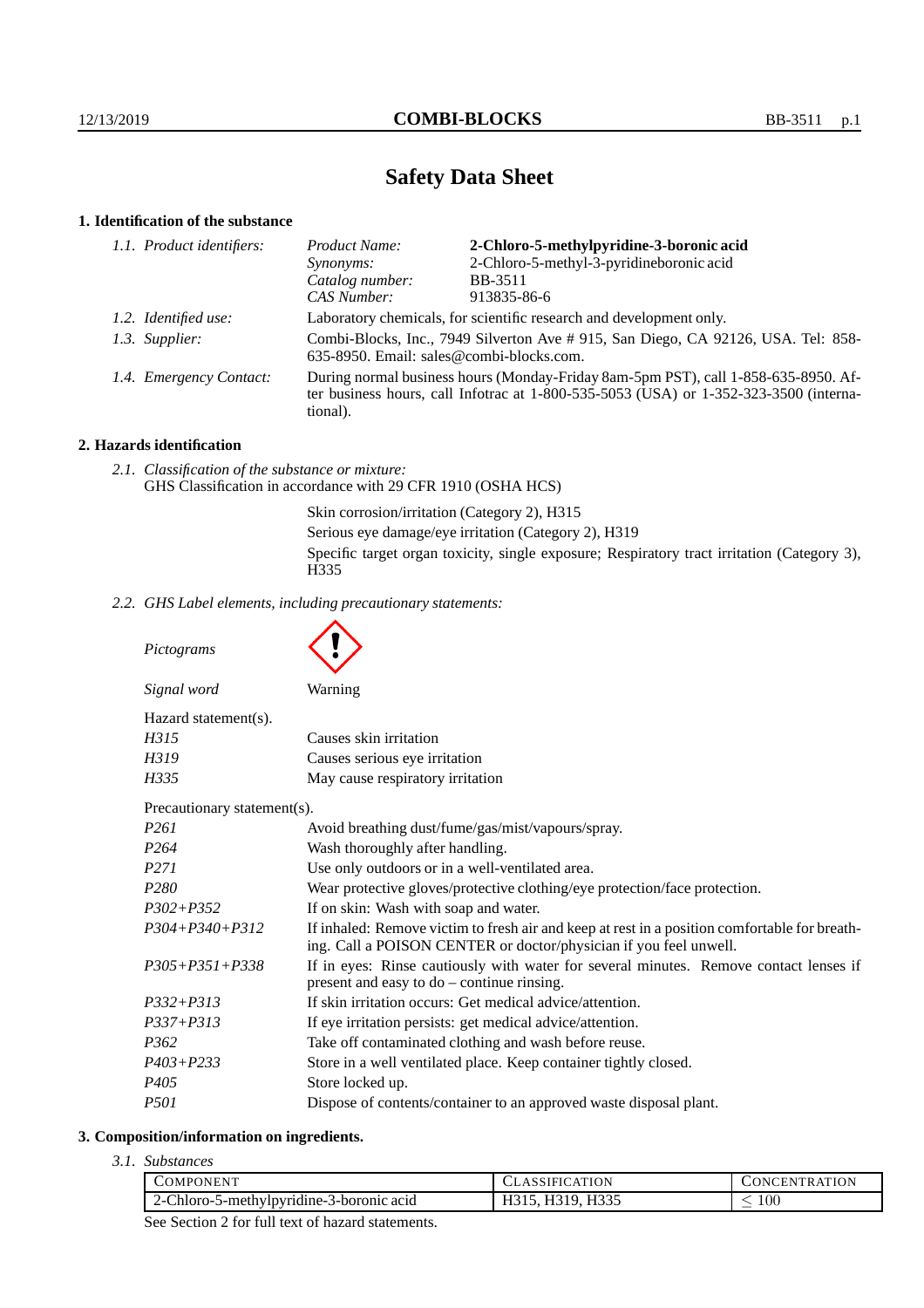# Safety Data Sheet

## 1. Identification of the substance

*1.1. Product identifiers:*

| | |
|---|---|
| *Product Name:* | **2-Chloro-5-methylpyridine-3-boronic acid** |
| *Synonyms:* | 2-Chloro-5-methyl-3-pyridineboronic acid |
| *Catalog number:* | BB-3511 |
| *CAS Number:* | 913835-86-6 |

*1.2. Identified use:* Laboratory chemicals, for scientific research and development only.

*1.3. Supplier:* Combi-Blocks, Inc., 7949 Silverton Ave # 915, San Diego, CA 92126, USA. Tel: 858-635-8950. Email: sales@combi-blocks.com.

*1.4. Emergency Contact:* During normal business hours (Monday-Friday 8am-5pm PST), call 1-858-635-8950. After business hours, call Infotrac at 1-800-535-5053 (USA) or 1-352-323-3500 (international).

## 2. Hazards identification

*2.1. Classification of the substance or mixture:*
GHS Classification in accordance with 29 CFR 1910 (OSHA HCS)

Skin corrosion/irritation (Category 2), H315
Serious eye damage/eye irritation (Category 2), H319
Specific target organ toxicity, single exposure; Respiratory tract irritation (Category 3), H335

*2.2. GHS Label elements, including precautionary statements:*

*Pictograms*

*Signal word* Warning

Hazard statement(s).

| | |
|---|---|
| *H315* | Causes skin irritation |
| *H319* | Causes serious eye irritation |
| *H335* | May cause respiratory irritation |

Precautionary statement(s).

| | |
|---|---|
| *P261* | Avoid breathing dust/fume/gas/mist/vapours/spray. |
| *P264* | Wash thoroughly after handling. |
| *P271* | Use only outdoors or in a well-ventilated area. |
| *P280* | Wear protective gloves/protective clothing/eye protection/face protection. |
| *P302+P352* | If on skin: Wash with soap and water. |
| *P304+P340+P312* | If inhaled: Remove victim to fresh air and keep at rest in a position comfortable for breathing. Call a POISON CENTER or doctor/physician if you feel unwell. |
| *P305+P351+P338* | If in eyes: Rinse cautiously with water for several minutes. Remove contact lenses if present and easy to do – continue rinsing. |
| *P332+P313* | If skin irritation occurs: Get medical advice/attention. |
| *P337+P313* | If eye irritation persists: get medical advice/attention. |
| *P362* | Take off contaminated clothing and wash before reuse. |
| *P403+P233* | Store in a well ventilated place. Keep container tightly closed. |
| *P405* | Store locked up. |
| *P501* | Dispose of contents/container to an approved waste disposal plant. |

## 3. Composition/information on ingredients.

*3.1. Substances*

| Component | Classification | Concentration |
|---|---|---|
| 2-Chloro-5-methylpyridine-3-boronic acid | H315, H319, H335 | $\leq$ 100 |

See Section 2 for full text of hazard statements.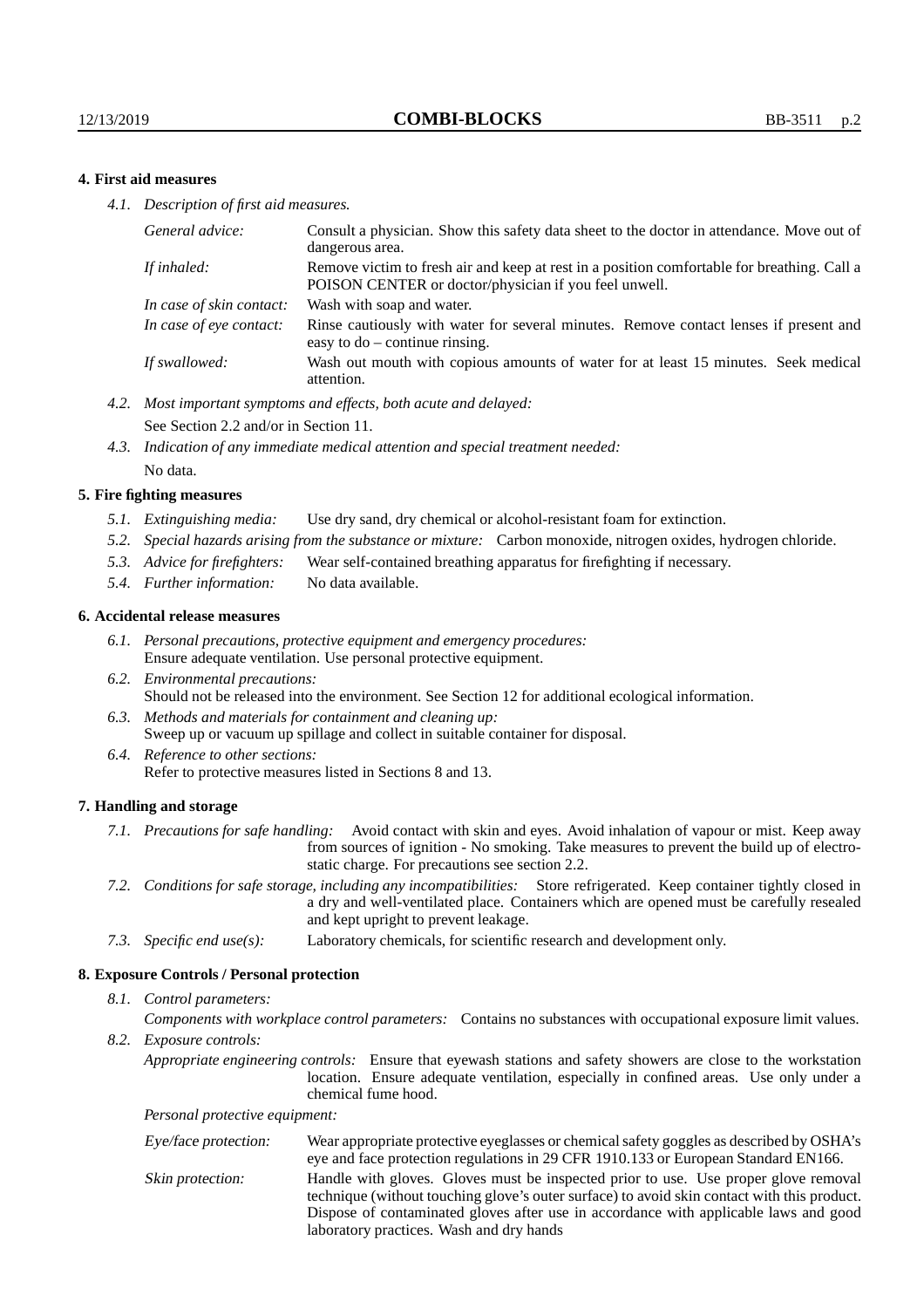## 4. First aid measures

*4.1. Description of first aid measures.*

| | |
|---|---|
| *General advice:* | Consult a physician. Show this safety data sheet to the doctor in attendance. Move out of dangerous area. |
| *If inhaled:* | Remove victim to fresh air and keep at rest in a position comfortable for breathing. Call a POISON CENTER or doctor/physician if you feel unwell. |
| *In case of skin contact:* | Wash with soap and water. |
| *In case of eye contact:* | Rinse cautiously with water for several minutes. Remove contact lenses if present and easy to do – continue rinsing. |
| *If swallowed:* | Wash out mouth with copious amounts of water for at least 15 minutes. Seek medical attention. |

*4.2. Most important symptoms and effects, both acute and delayed:*
See Section 2.2 and/or in Section 11.

*4.3. Indication of any immediate medical attention and special treatment needed:*
No data.

## 5. Fire fighting measures

*5.1. Extinguishing media:* Use dry sand, dry chemical or alcohol-resistant foam for extinction.

*5.2. Special hazards arising from the substance or mixture:* Carbon monoxide, nitrogen oxides, hydrogen chloride.

*5.3. Advice for firefighters:* Wear self-contained breathing apparatus for firefighting if necessary.

*5.4. Further information:* No data available.

## 6. Accidental release measures

*6.1. Personal precautions, protective equipment and emergency procedures:*
Ensure adequate ventilation. Use personal protective equipment.

*6.2. Environmental precautions:*
Should not be released into the environment. See Section 12 for additional ecological information.

*6.3. Methods and materials for containment and cleaning up:*
Sweep up or vacuum up spillage and collect in suitable container for disposal.

*6.4. Reference to other sections:*
Refer to protective measures listed in Sections 8 and 13.

## 7. Handling and storage

*7.1. Precautions for safe handling:* Avoid contact with skin and eyes. Avoid inhalation of vapour or mist. Keep away from sources of ignition - No smoking. Take measures to prevent the build up of electrostatic charge. For precautions see section 2.2.

*7.2. Conditions for safe storage, including any incompatibilities:* Store refrigerated. Keep container tightly closed in a dry and well-ventilated place. Containers which are opened must be carefully resealed and kept upright to prevent leakage.

*7.3. Specific end use(s):* Laboratory chemicals, for scientific research and development only.

## 8. Exposure Controls / Personal protection

*8.1. Control parameters:*

*Components with workplace control parameters:* Contains no substances with occupational exposure limit values.

*8.2. Exposure controls:*

*Appropriate engineering controls:* Ensure that eyewash stations and safety showers are close to the workstation location. Ensure adequate ventilation, especially in confined areas. Use only under a chemical fume hood.

*Personal protective equipment:*

| | |
|---|---|
| *Eye/face protection:* | Wear appropriate protective eyeglasses or chemical safety goggles as described by OSHA's eye and face protection regulations in 29 CFR 1910.133 or European Standard EN166. |
| *Skin protection:* | Handle with gloves. Gloves must be inspected prior to use. Use proper glove removal technique (without touching glove's outer surface) to avoid skin contact with this product. Dispose of contaminated gloves after use in accordance with applicable laws and good laboratory practices. Wash and dry hands |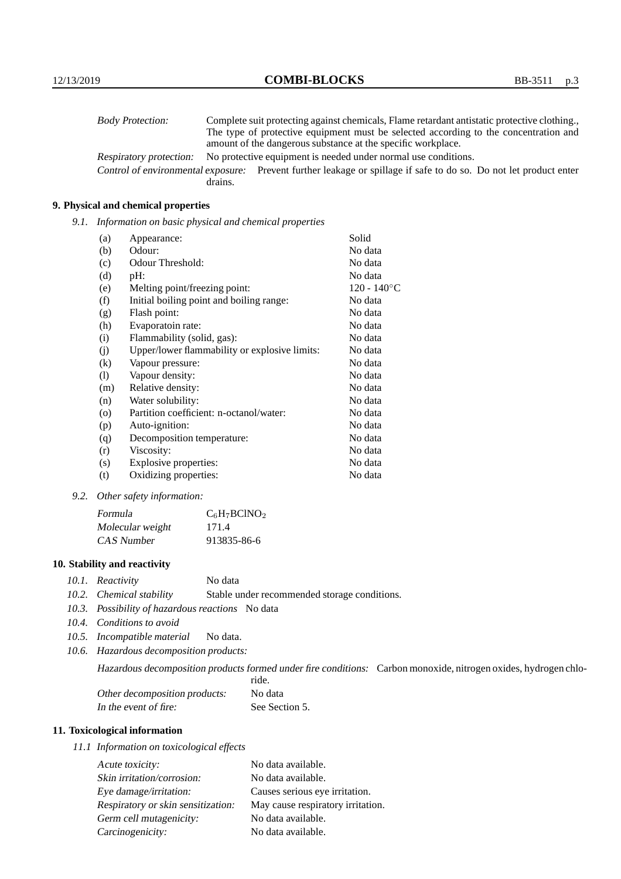*Body Protection:* Complete suit protecting against chemicals, Flame retardant antistatic protective clothing., The type of protective equipment must be selected according to the concentration and amount of the dangerous substance at the specific workplace.

*Respiratory protection:* No protective equipment is needed under normal use conditions.

*Control of environmental exposure:* Prevent further leakage or spillage if safe to do so. Do not let product enter drains.

## 9. Physical and chemical properties

*9.1. Information on basic physical and chemical properties*

| | | |
|---|---|---|
| (a) | Appearance: | Solid |
| (b) | Odour: | No data |
| (c) | Odour Threshold: | No data |
| (d) | pH: | No data |
| (e) | Melting point/freezing point: | 120 - 140°C |
| (f) | Initial boiling point and boiling range: | No data |
| (g) | Flash point: | No data |
| (h) | Evaporatoin rate: | No data |
| (i) | Flammability (solid, gas): | No data |
| (j) | Upper/lower flammability or explosive limits: | No data |
| (k) | Vapour pressure: | No data |
| (l) | Vapour density: | No data |
| (m) | Relative density: | No data |
| (n) | Water solubility: | No data |
| (o) | Partition coefficient: n-octanol/water: | No data |
| (p) | Auto-ignition: | No data |
| (q) | Decomposition temperature: | No data |
| (r) | Viscosity: | No data |
| (s) | Explosive properties: | No data |
| (t) | Oxidizing properties: | No data |

*9.2. Other safety information:*

| | |
|---|---|
| *Formula* | $C_6H_7BClNO_2$ |
| *Molecular weight* | 171.4 |
| *CAS Number* | 913835-86-6 |

## 10. Stability and reactivity

*10.1. Reactivity* No data

*10.2. Chemical stability* Stable under recommended storage conditions.

*10.3. Possibility of hazardous reactions* No data

*10.4. Conditions to avoid*

*10.5. Incompatible material* No data.

*10.6. Hazardous decomposition products:*

*Hazardous decomposition products formed under fire conditions:* Carbon monoxide, nitrogen oxides, hydrogen chloride.

*Other decomposition products:* No data

*In the event of fire:* See Section 5.

## 11. Toxicological information

*11.1 Information on toxicological effects*

| | |
|---|---|
| *Acute toxicity:* | No data available. |
| *Skin irritation/corrosion:* | No data available. |
| *Eye damage/irritation:* | Causes serious eye irritation. |
| *Respiratory or skin sensitization:* | May cause respiratory irritation. |
| *Germ cell mutagenicity:* | No data available. |
| *Carcinogenicity:* | No data available. |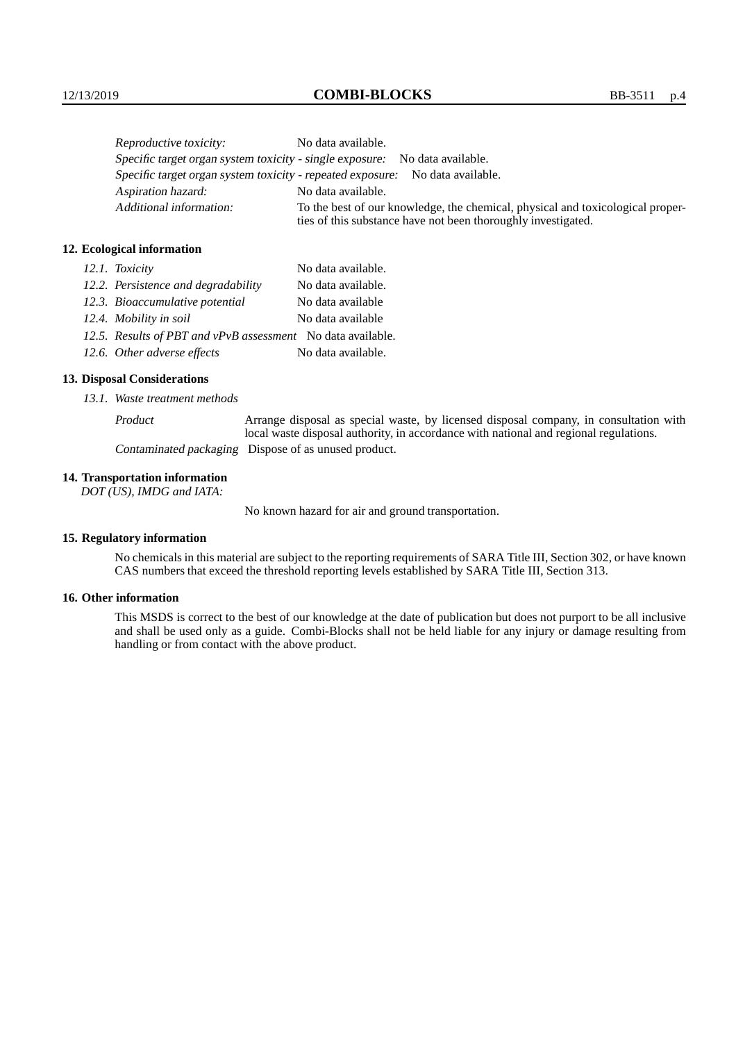*Reproductive toxicity:* No data available.

*Specific target organ system toxicity - single exposure:* No data available.

*Specific target organ system toxicity - repeated exposure:* No data available.

*Aspiration hazard:* No data available.

*Additional information:* To the best of our knowledge, the chemical, physical and toxicological properties of this substance have not been thoroughly investigated.

### 12. Ecological information

| | |
|---|---|
| *12.1. Toxicity* | No data available. |
| *12.2. Persistence and degradability* | No data available. |
| *12.3. Bioaccumulative potential* | No data available |
| *12.4. Mobility in soil* | No data available |
| *12.5. Results of PBT and vPvB assessment* | No data available. |
| *12.6. Other adverse effects* | No data available. |

### 13. Disposal Considerations

*13.1. Waste treatment methods*

*Product* Arrange disposal as special waste, by licensed disposal company, in consultation with local waste disposal authority, in accordance with national and regional regulations.

*Contaminated packaging* Dispose of as unused product.

### 14. Transportation information

*DOT (US), IMDG and IATA:*

No known hazard for air and ground transportation.

### 15. Regulatory information

No chemicals in this material are subject to the reporting requirements of SARA Title III, Section 302, or have known CAS numbers that exceed the threshold reporting levels established by SARA Title III, Section 313.

### 16. Other information

This MSDS is correct to the best of our knowledge at the date of publication but does not purport to be all inclusive and shall be used only as a guide. Combi-Blocks shall not be held liable for any injury or damage resulting from handling or from contact with the above product.